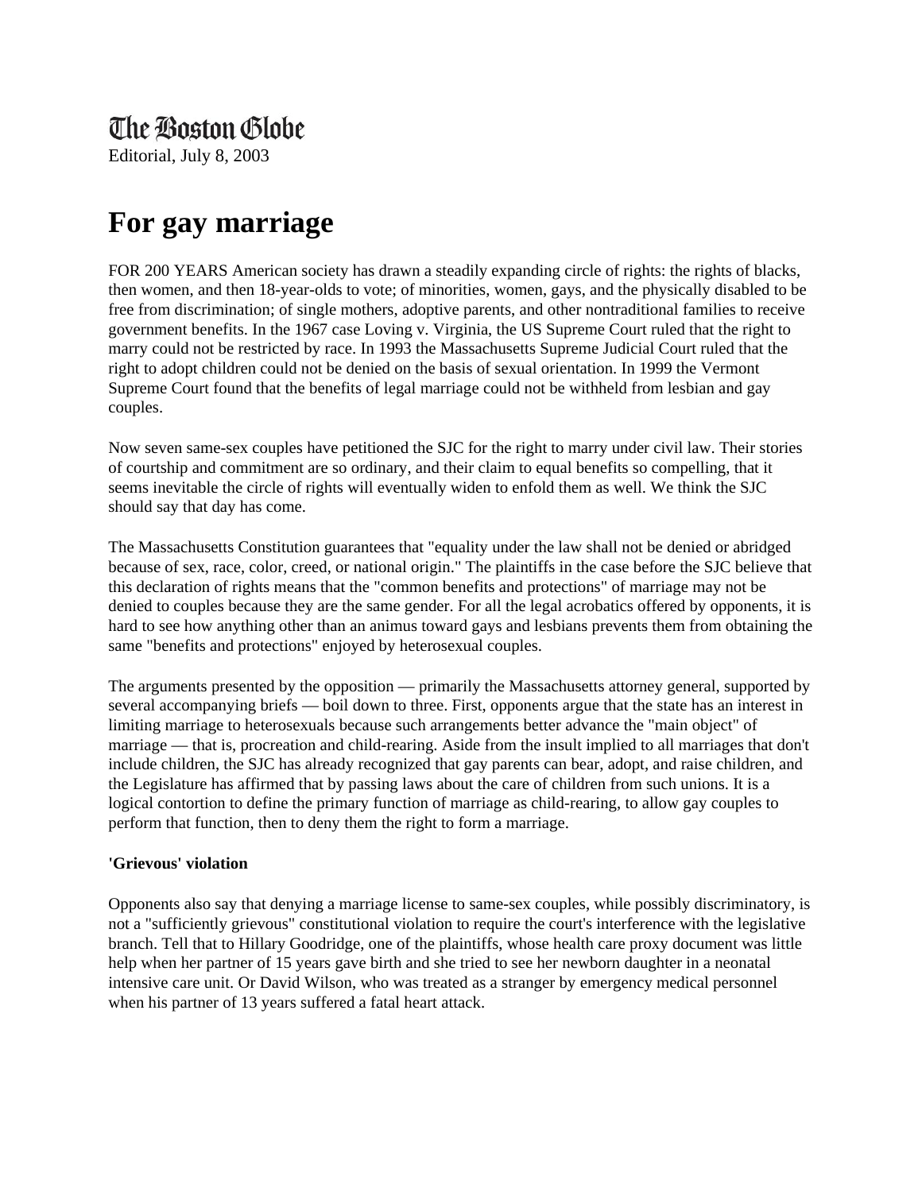The Boston Globe

Editorial, July 8, 2003

# For gay marriage

FOR 200 YEARS American society has drawn a steadily expanding circle of rights: the rights of blacks, then women, and then 18-year-olds to vote; of minorities, women, gays, and the physically disabled to be free from discrimination; of single mothers, adoptive parents, and other nontraditional families to receive government benefits. In the 1967 case Loving v. Virginia, the US Supreme Court ruled that the right to marry could not be restricted by race. In 1993 the Massachusetts Supreme Judicial Court ruled that the right to adopt children could not be denied on the basis of sexual orientation. In 1999 the Vermont Supreme Court found that the benefits of legal marriage could not be withheld from lesbian and gay couples.

Now seven same-sex couples have petitioned the SJC for the right to marry under civil law. Their stories of courtship and commitment are so ordinary, and their claim to equal benefits so compelling, that it seems inevitable the circle of rights will eventually widen to enfold them as well. We think the SJC should say that day has come.

The Massachusetts Constitution guarantees that "equality under the law shall not be denied or abridged because of sex, race, color, creed, or national origin." The plaintiffs in the case before the SJC believe that this declaration of rights means that the "common benefits and protections" of marriage may not be denied to couples because they are the same gender. For all the legal acrobatics offered by opponents, it is hard to see how anything other than an animus toward gays and lesbians prevents them from obtaining the same "benefits and protections" enjoyed by heterosexual couples.

The arguments presented by the opposition — primarily the Massachusetts attorney general, supported by several accompanying briefs — boil down to three. First, opponents argue that the state has an interest in limiting marriage to heterosexuals because such arrangements better advance the "main object" of marriage — that is, procreation and child-rearing. Aside from the insult implied to all marriages that don't include children, the SJC has already recognized that gay parents can bear, adopt, and raise children, and the Legislature has affirmed that by passing laws about the care of children from such unions. It is a logical contortion to define the primary function of marriage as child-rearing, to allow gay couples to perform that function, then to deny them the right to form a marriage.

**'Grievous' violation**

Opponents also say that denying a marriage license to same-sex couples, while possibly discriminatory, is not a "sufficiently grievous" constitutional violation to require the court's interference with the legislative branch. Tell that to Hillary Goodridge, one of the plaintiffs, whose health care proxy document was little help when her partner of 15 years gave birth and she tried to see her newborn daughter in a neonatal intensive care unit. Or David Wilson, who was treated as a stranger by emergency medical personnel when his partner of 13 years suffered a fatal heart attack.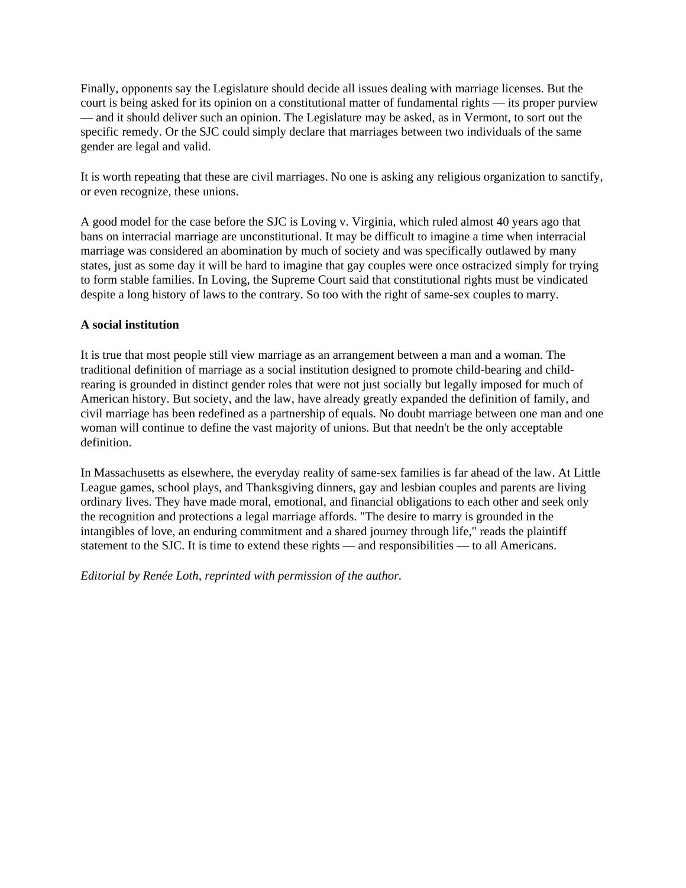Finally, opponents say the Legislature should decide all issues dealing with marriage licenses. But the court is being asked for its opinion on a constitutional matter of fundamental rights — its proper purview — and it should deliver such an opinion. The Legislature may be asked, as in Vermont, to sort out the specific remedy. Or the SJC could simply declare that marriages between two individuals of the same gender are legal and valid.

It is worth repeating that these are civil marriages. No one is asking any religious organization to sanctify, or even recognize, these unions.

A good model for the case before the SJC is Loving v. Virginia, which ruled almost 40 years ago that bans on interracial marriage are unconstitutional. It may be difficult to imagine a time when interracial marriage was considered an abomination by much of society and was specifically outlawed by many states, just as some day it will be hard to imagine that gay couples were once ostracized simply for trying to form stable families. In Loving, the Supreme Court said that constitutional rights must be vindicated despite a long history of laws to the contrary. So too with the right of same-sex couples to marry.

**A social institution**

It is true that most people still view marriage as an arrangement between a man and a woman. The traditional definition of marriage as a social institution designed to promote child-bearing and child-rearing is grounded in distinct gender roles that were not just socially but legally imposed for much of American history. But society, and the law, have already greatly expanded the definition of family, and civil marriage has been redefined as a partnership of equals. No doubt marriage between one man and one woman will continue to define the vast majority of unions. But that needn't be the only acceptable definition.

In Massachusetts as elsewhere, the everyday reality of same-sex families is far ahead of the law. At Little League games, school plays, and Thanksgiving dinners, gay and lesbian couples and parents are living ordinary lives. They have made moral, emotional, and financial obligations to each other and seek only the recognition and protections a legal marriage affords. "The desire to marry is grounded in the intangibles of love, an enduring commitment and a shared journey through life," reads the plaintiff statement to the SJC. It is time to extend these rights — and responsibilities — to all Americans.

*Editorial by Renée Loth, reprinted with permission of the author.*